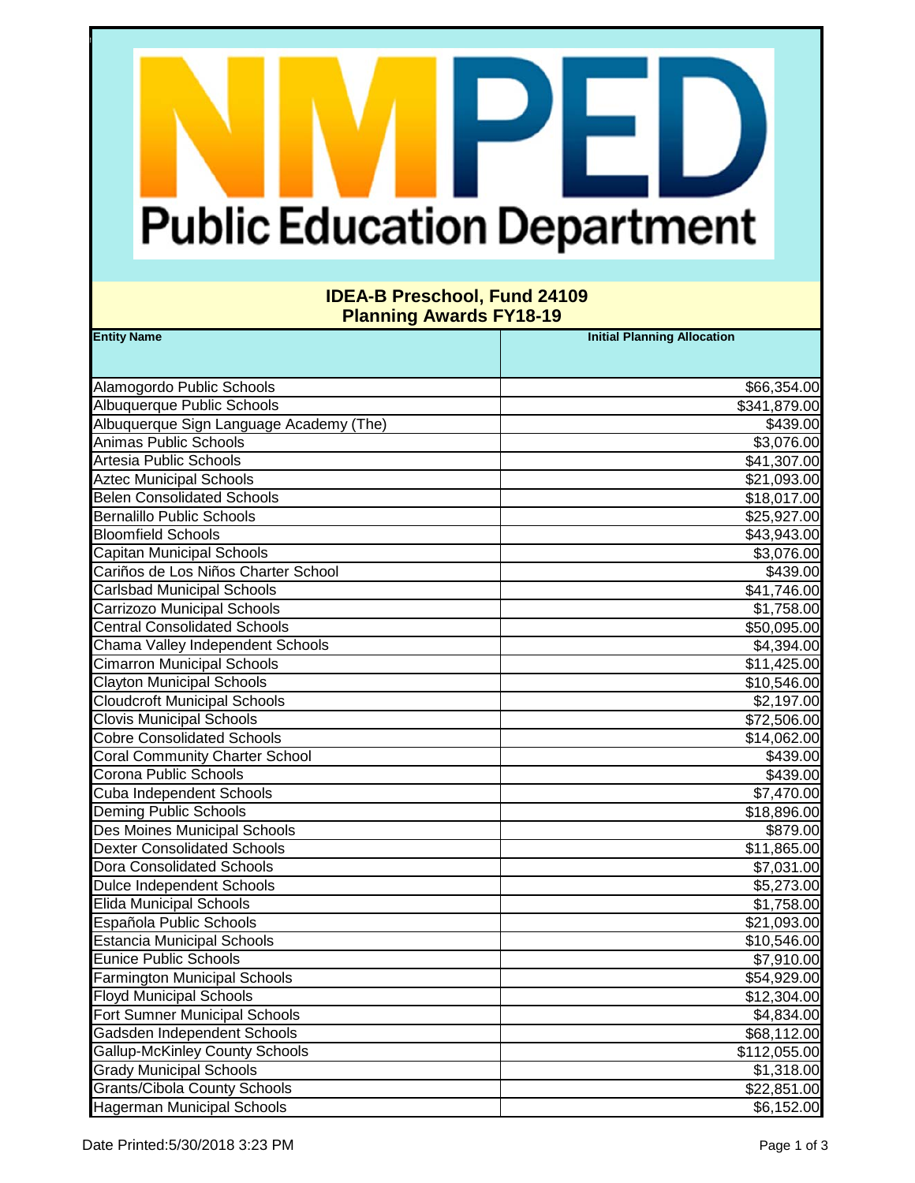# NMPED Public Education Department

## IDEA-B Preschool, Fund 24109
## Planning Awards FY18-19

| Entity Name | Initial Planning Allocation |
|---|---|
| Alamogordo Public Schools | $66,354.00 |
| Albuquerque Public Schools | $341,879.00 |
| Albuquerque Sign Language Academy (The) | $439.00 |
| Animas Public Schools | $3,076.00 |
| Artesia Public Schools | $41,307.00 |
| Aztec Municipal Schools | $21,093.00 |
| Belen Consolidated Schools | $18,017.00 |
| Bernalillo Public Schools | $25,927.00 |
| Bloomfield Schools | $43,943.00 |
| Capitan Municipal Schools | $3,076.00 |
| Cariños de Los Niños Charter School | $439.00 |
| Carlsbad Municipal Schools | $41,746.00 |
| Carrizozo Municipal Schools | $1,758.00 |
| Central Consolidated Schools | $50,095.00 |
| Chama Valley Independent Schools | $4,394.00 |
| Cimarron Municipal Schools | $11,425.00 |
| Clayton Municipal Schools | $10,546.00 |
| Cloudcroft Municipal Schools | $2,197.00 |
| Clovis Municipal Schools | $72,506.00 |
| Cobre Consolidated Schools | $14,062.00 |
| Coral Community Charter School | $439.00 |
| Corona Public Schools | $439.00 |
| Cuba Independent Schools | $7,470.00 |
| Deming Public Schools | $18,896.00 |
| Des Moines Municipal Schools | $879.00 |
| Dexter Consolidated Schools | $11,865.00 |
| Dora Consolidated Schools | $7,031.00 |
| Dulce Independent Schools | $5,273.00 |
| Elida Municipal Schools | $1,758.00 |
| Española Public Schools | $21,093.00 |
| Estancia Municipal Schools | $10,546.00 |
| Eunice Public Schools | $7,910.00 |
| Farmington Municipal Schools | $54,929.00 |
| Floyd Municipal Schools | $12,304.00 |
| Fort Sumner Municipal Schools | $4,834.00 |
| Gadsden Independent Schools | $68,112.00 |
| Gallup-McKinley County Schools | $112,055.00 |
| Grady Municipal Schools | $1,318.00 |
| Grants/Cibola County Schools | $22,851.00 |
| Hagerman Municipal Schools | $6,152.00 |

Date Printed:5/30/2018 3:23 PM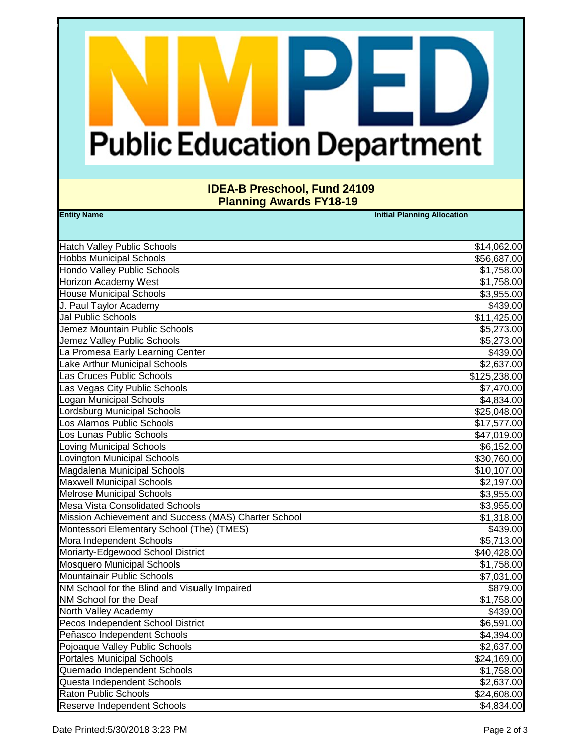Public Education Department

## IDEA-B Preschool, Fund 24109
## Planning Awards FY18-19

| Entity Name | Initial Planning Allocation |
|---|---|
| Hatch Valley Public Schools | $14,062.00 |
| Hobbs Municipal Schools | $56,687.00 |
| Hondo Valley Public Schools | $1,758.00 |
| Horizon Academy West | $1,758.00 |
| House Municipal Schools | $3,955.00 |
| J. Paul Taylor Academy | $439.00 |
| Jal Public Schools | $11,425.00 |
| Jemez Mountain Public Schools | $5,273.00 |
| Jemez Valley Public Schools | $5,273.00 |
| La Promesa Early Learning Center | $439.00 |
| Lake Arthur Municipal Schools | $2,637.00 |
| Las Cruces Public Schools | $125,238.00 |
| Las Vegas City Public Schools | $7,470.00 |
| Logan Municipal Schools | $4,834.00 |
| Lordsburg Municipal Schools | $25,048.00 |
| Los Alamos Public Schools | $17,577.00 |
| Los Lunas Public Schools | $47,019.00 |
| Loving Municipal Schools | $6,152.00 |
| Lovington Municipal Schools | $30,760.00 |
| Magdalena Municipal Schools | $10,107.00 |
| Maxwell Municipal Schools | $2,197.00 |
| Melrose Municipal Schools | $3,955.00 |
| Mesa Vista Consolidated Schools | $3,955.00 |
| Mission Achievement and Success (MAS) Charter School | $1,318.00 |
| Montessori Elementary School (The) (TMES) | $439.00 |
| Mora Independent Schools | $5,713.00 |
| Moriarty-Edgewood School District | $40,428.00 |
| Mosquero Municipal Schools | $1,758.00 |
| Mountainair Public Schools | $7,031.00 |
| NM School for the Blind and Visually Impaired | $879.00 |
| NM School for the Deaf | $1,758.00 |
| North Valley Academy | $439.00 |
| Pecos Independent School District | $6,591.00 |
| Peñasco Independent Schools | $4,394.00 |
| Pojoaque Valley Public Schools | $2,637.00 |
| Portales Municipal Schools | $24,169.00 |
| Quemado Independent Schools | $1,758.00 |
| Questa Independent Schools | $2,637.00 |
| Raton Public Schools | $24,608.00 |
| Reserve Independent Schools | $4,834.00 |

Date Printed:5/30/2018 3:23 PM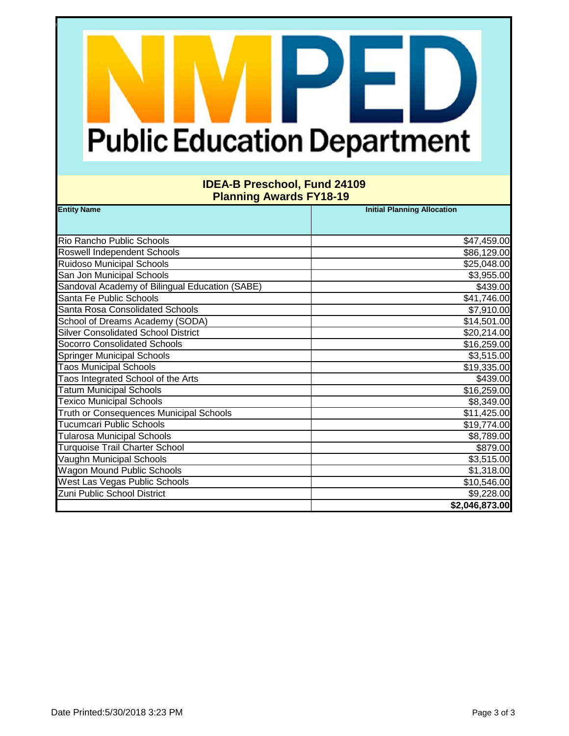NMPED Public Education Department

## IDEA-B Preschool, Fund 24109
## Planning Awards FY18-19

| Entity Name | Initial Planning Allocation |
|---|---|
| Rio Rancho Public Schools | $47,459.00 |
| Roswell Independent Schools | $86,129.00 |
| Ruidoso Municipal Schools | $25,048.00 |
| San Jon Municipal Schools | $3,955.00 |
| Sandoval Academy of Bilingual Education (SABE) | $439.00 |
| Santa Fe Public Schools | $41,746.00 |
| Santa Rosa Consolidated Schools | $7,910.00 |
| School of Dreams Academy (SODA) | $14,501.00 |
| Silver Consolidated School District | $20,214.00 |
| Socorro Consolidated Schools | $16,259.00 |
| Springer Municipal Schools | $3,515.00 |
| Taos Municipal Schools | $19,335.00 |
| Taos Integrated School of the Arts | $439.00 |
| Tatum Municipal Schools | $16,259.00 |
| Texico Municipal Schools | $8,349.00 |
| Truth or Consequences Municipal Schools | $11,425.00 |
| Tucumcari Public Schools | $19,774.00 |
| Tularosa Municipal Schools | $8,789.00 |
| Turquoise Trail Charter School | $879.00 |
| Vaughn Municipal Schools | $3,515.00 |
| Wagon Mound Public Schools | $1,318.00 |
| West Las Vegas Public Schools | $10,546.00 |
| Zuni Public School District | $9,228.00 |
| | **$2,046,873.00** |

Date Printed:5/30/2018 3:23 PM